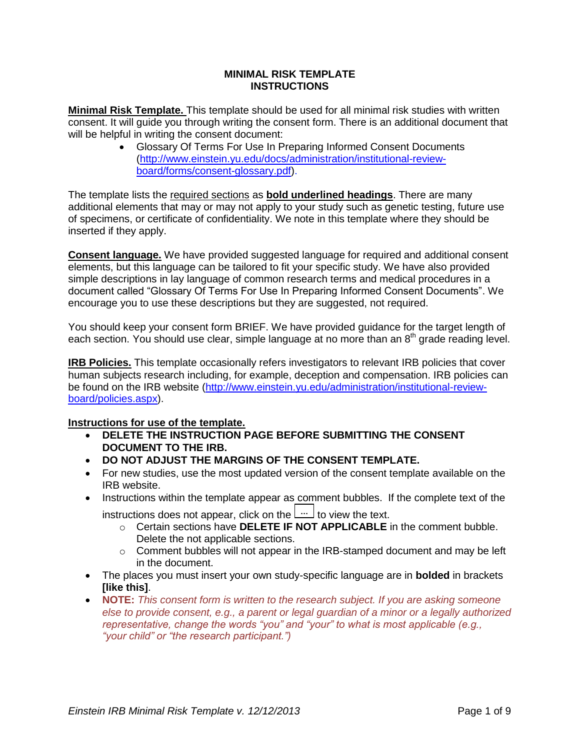# MINIMAL RISK TEMPLATE
# INSTRUCTIONS

**Minimal Risk Template.** This template should be used for all minimal risk studies with written consent. It will guide you through writing the consent form. There is an additional document that will be helpful in writing the consent document:

- Glossary Of Terms For Use In Preparing Informed Consent Documents (http://www.einstein.yu.edu/docs/administration/institutional-review-board/forms/consent-glossary.pdf).

The template lists the required sections as **bold underlined headings**. There are many additional elements that may or may not apply to your study such as genetic testing, future use of specimens, or certificate of confidentiality. We note in this template where they should be inserted if they apply.

**Consent language.** We have provided suggested language for required and additional consent elements, but this language can be tailored to fit your specific study. We have also provided simple descriptions in lay language of common research terms and medical procedures in a document called "Glossary Of Terms For Use In Preparing Informed Consent Documents". We encourage you to use these descriptions but they are suggested, not required.

You should keep your consent form BRIEF. We have provided guidance for the target length of each section. You should use clear, simple language at no more than an 8th grade reading level.

**IRB Policies.** This template occasionally refers investigators to relevant IRB policies that cover human subjects research including, for example, deception and compensation. IRB policies can be found on the IRB website (http://www.einstein.yu.edu/administration/institutional-review-board/policies.aspx).

**Instructions for use of the template.**

- **DELETE THE INSTRUCTION PAGE BEFORE SUBMITTING THE CONSENT DOCUMENT TO THE IRB.**
- **DO NOT ADJUST THE MARGINS OF THE CONSENT TEMPLATE.**
- For new studies, use the most updated version of the consent template available on the IRB website.
- Instructions within the template appear as comment bubbles. If the complete text of the instructions does not appear, click on the [...] to view the text.
  - Certain sections have **DELETE IF NOT APPLICABLE** in the comment bubble. Delete the not applicable sections.
  - Comment bubbles will not appear in the IRB-stamped document and may be left in the document.
- The places you must insert your own study-specific language are in **bolded** in brackets **[like this]**.
- **NOTE:** *This consent form is written to the research subject. If you are asking someone else to provide consent, e.g., a parent or legal guardian of a minor or a legally authorized representative, change the words "you" and "your" to what is most applicable (e.g., "your child" or "the research participant.")*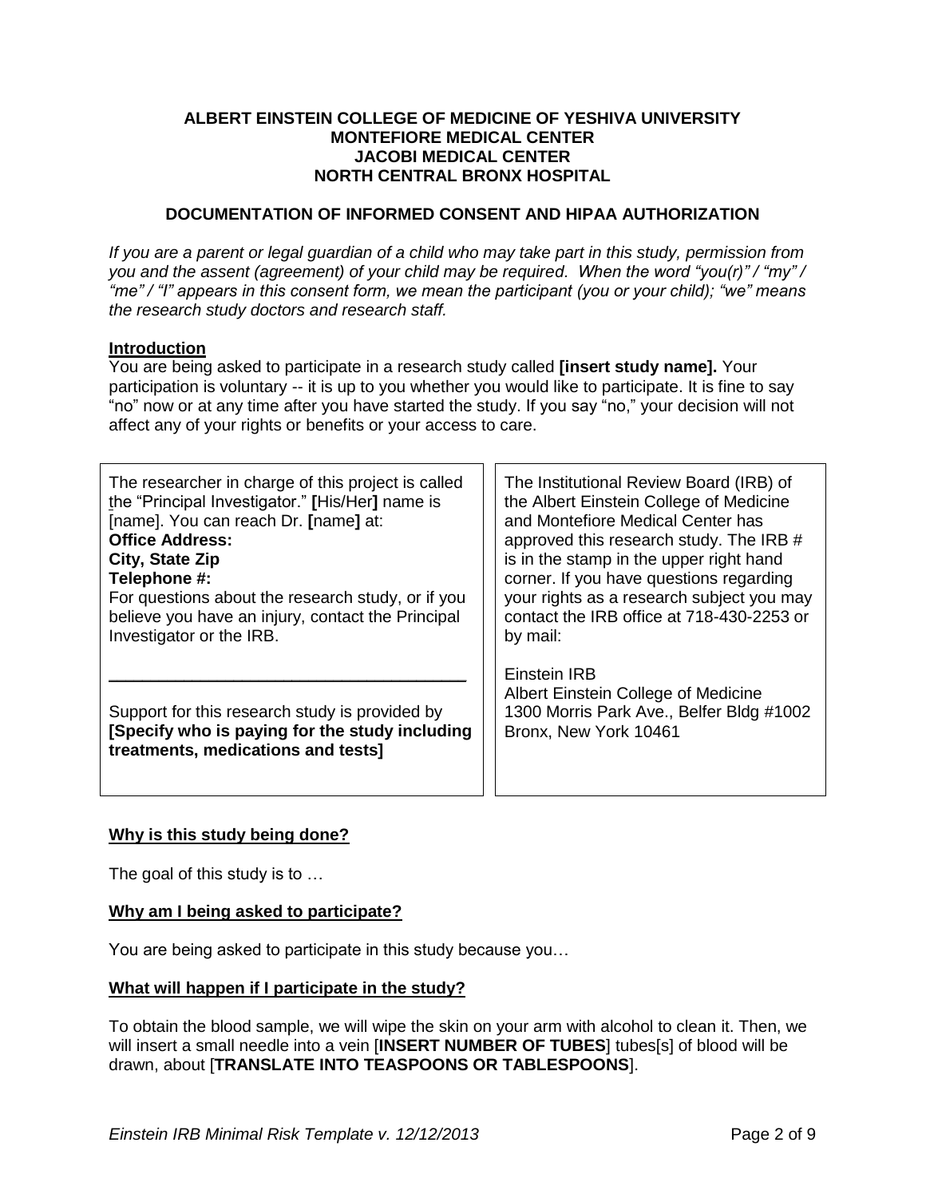**ALBERT EINSTEIN COLLEGE OF MEDICINE OF YESHIVA UNIVERSITY**
**MONTEFIORE MEDICAL CENTER**
**JACOBI MEDICAL CENTER**
**NORTH CENTRAL BRONX HOSPITAL**

## DOCUMENTATION OF INFORMED CONSENT AND HIPAA AUTHORIZATION

*If you are a parent or legal guardian of a child who may take part in this study, permission from you and the assent (agreement) of your child may be required. When the word "you(r)" / "my" / "me" / "I" appears in this consent form, we mean the participant (you or your child); "we" means the research study doctors and research staff.*

### Introduction

You are being asked to participate in a research study called **[insert study name].** Your participation is voluntary -- it is up to you whether you would like to participate. It is fine to say "no" now or at any time after you have started the study. If you say "no," your decision will not affect any of your rights or benefits or your access to care.

The researcher in charge of this project is called the "Principal Investigator." **[**His/Her**]** name is [name]. You can reach Dr. **[**name**]** at:
**Office Address:**
**City, State Zip**
**Telephone #:**
For questions about the research study, or if you believe you have an injury, contact the Principal Investigator or the IRB.

---

Support for this research study is provided by **[Specify who is paying for the study including treatments, medications and tests]**

The Institutional Review Board (IRB) of the Albert Einstein College of Medicine and Montefiore Medical Center has approved this research study. The IRB # is in the stamp in the upper right hand corner. If you have questions regarding your rights as a research subject you may contact the IRB office at 718-430-2253 or by mail:

Einstein IRB
Albert Einstein College of Medicine
1300 Morris Park Ave., Belfer Bldg #1002
Bronx, New York 10461

### Why is this study being done?

The goal of this study is to …

### Why am I being asked to participate?

You are being asked to participate in this study because you…

### What will happen if I participate in the study?

To obtain the blood sample, we will wipe the skin on your arm with alcohol to clean it. Then, we will insert a small needle into a vein [**INSERT NUMBER OF TUBES**] tubes[s] of blood will be drawn, about [**TRANSLATE INTO TEASPOONS OR TABLESPOONS**].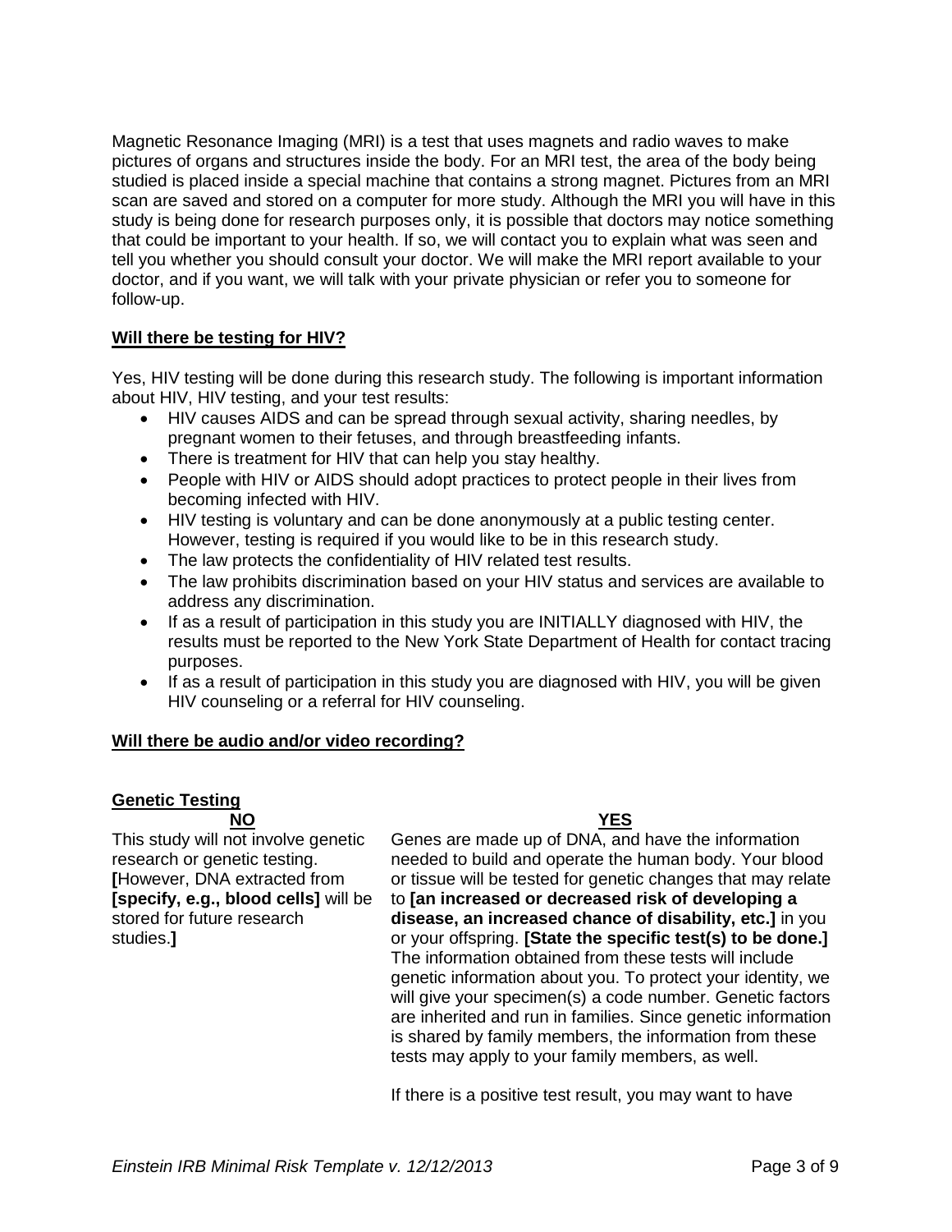Magnetic Resonance Imaging (MRI) is a test that uses magnets and radio waves to make pictures of organs and structures inside the body. For an MRI test, the area of the body being studied is placed inside a special machine that contains a strong magnet. Pictures from an MRI scan are saved and stored on a computer for more study. Although the MRI you will have in this study is being done for research purposes only, it is possible that doctors may notice something that could be important to your health. If so, we will contact you to explain what was seen and tell you whether you should consult your doctor. We will make the MRI report available to your doctor, and if you want, we will talk with your private physician or refer you to someone for follow-up.

**Will there be testing for HIV?**

Yes, HIV testing will be done during this research study. The following is important information about HIV, HIV testing, and your test results:

- HIV causes AIDS and can be spread through sexual activity, sharing needles, by pregnant women to their fetuses, and through breastfeeding infants.
- There is treatment for HIV that can help you stay healthy.
- People with HIV or AIDS should adopt practices to protect people in their lives from becoming infected with HIV.
- HIV testing is voluntary and can be done anonymously at a public testing center. However, testing is required if you would like to be in this research study.
- The law protects the confidentiality of HIV related test results.
- The law prohibits discrimination based on your HIV status and services are available to address any discrimination.
- If as a result of participation in this study you are INITIALLY diagnosed with HIV, the results must be reported to the New York State Department of Health for contact tracing purposes.
- If as a result of participation in this study you are diagnosed with HIV, you will be given HIV counseling or a referral for HIV counseling.

**Will there be audio and/or video recording?**

**Genetic Testing**

**NO**

This study will not involve genetic research or genetic testing. [However, DNA extracted from **[specify, e.g., blood cells]** will be stored for future research studies.]

**YES**

Genes are made up of DNA, and have the information needed to build and operate the human body. Your blood or tissue will be tested for genetic changes that may relate to **[an increased or decreased risk of developing a disease, an increased chance of disability, etc.]** in you or your offspring. **[State the specific test(s) to be done.]** The information obtained from these tests will include genetic information about you. To protect your identity, we will give your specimen(s) a code number. Genetic factors are inherited and run in families. Since genetic information is shared by family members, the information from these tests may apply to your family members, as well.

If there is a positive test result, you may want to have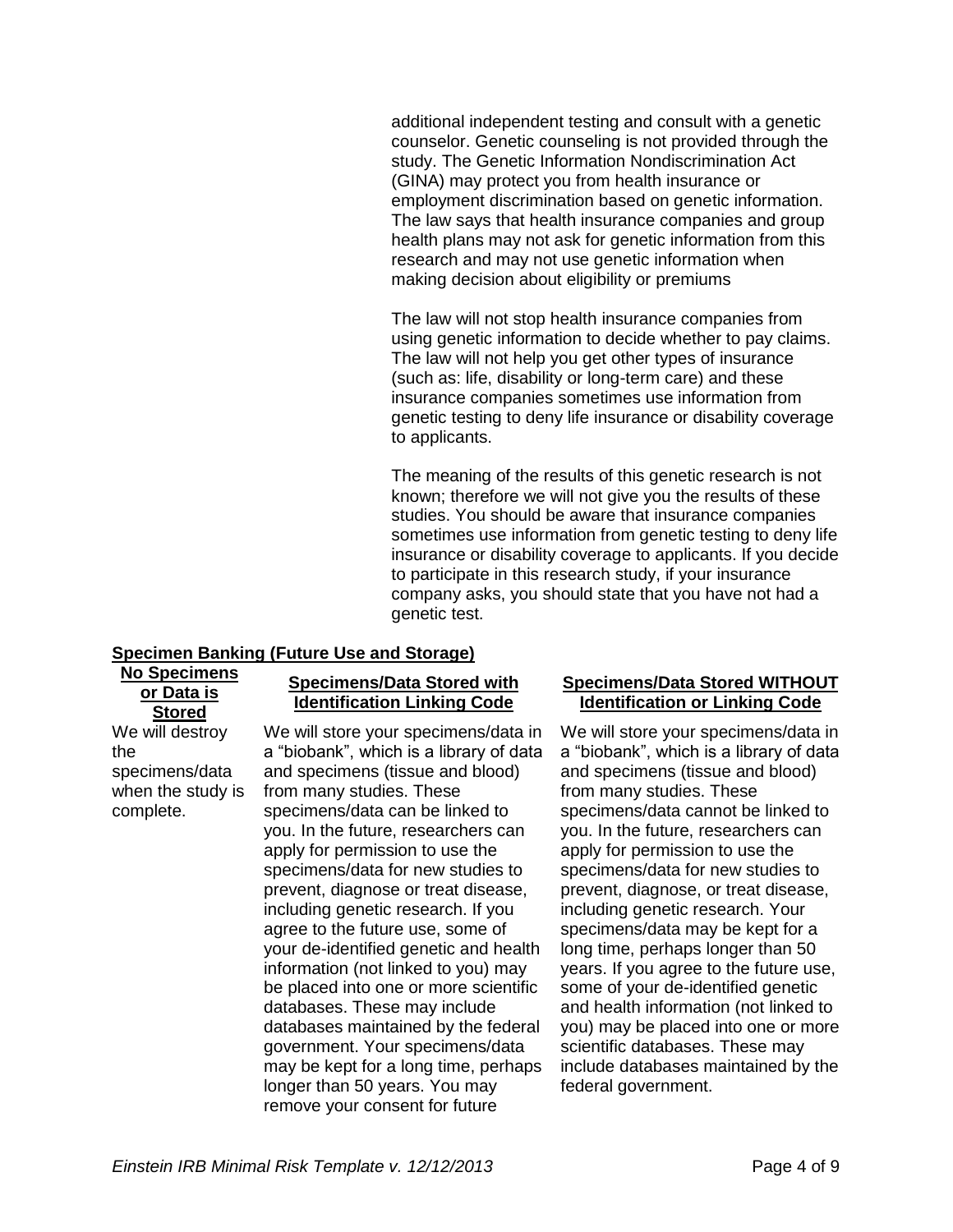additional independent testing and consult with a genetic counselor. Genetic counseling is not provided through the study. The Genetic Information Nondiscrimination Act (GINA) may protect you from health insurance or employment discrimination based on genetic information. The law says that health insurance companies and group health plans may not ask for genetic information from this research and may not use genetic information when making decision about eligibility or premiums

The law will not stop health insurance companies from using genetic information to decide whether to pay claims. The law will not help you get other types of insurance (such as: life, disability or long-term care) and these insurance companies sometimes use information from genetic testing to deny life insurance or disability coverage to applicants.

The meaning of the results of this genetic research is not known; therefore we will not give you the results of these studies. You should be aware that insurance companies sometimes use information from genetic testing to deny life insurance or disability coverage to applicants. If you decide to participate in this research study, if your insurance company asks, you should state that you have not had a genetic test.

**Specimen Banking (Future Use and Storage)**

| **No Specimens or Data is Stored** | **Specimens/Data Stored with Identification Linking Code** | **Specimens/Data Stored WITHOUT Identification or Linking Code** |
|---|---|---|
| We will destroy the specimens/data when the study is complete. | We will store your specimens/data in a "biobank", which is a library of data and specimens (tissue and blood) from many studies. These specimens/data can be linked to you. In the future, researchers can apply for permission to use the specimens/data for new studies to prevent, diagnose or treat disease, including genetic research. If you agree to the future use, some of your de-identified genetic and health information (not linked to you) may be placed into one or more scientific databases. These may include databases maintained by the federal government. Your specimens/data may be kept for a long time, perhaps longer than 50 years. You may remove your consent for future | We will store your specimens/data in a "biobank", which is a library of data and specimens (tissue and blood) from many studies. These specimens/data cannot be linked to you. In the future, researchers can apply for permission to use the specimens/data for new studies to prevent, diagnose, or treat disease, including genetic research. Your specimens/data may be kept for a long time, perhaps longer than 50 years. If you agree to the future use, some of your de-identified genetic and health information (not linked to you) may be placed into one or more scientific databases. These may include databases maintained by the federal government. |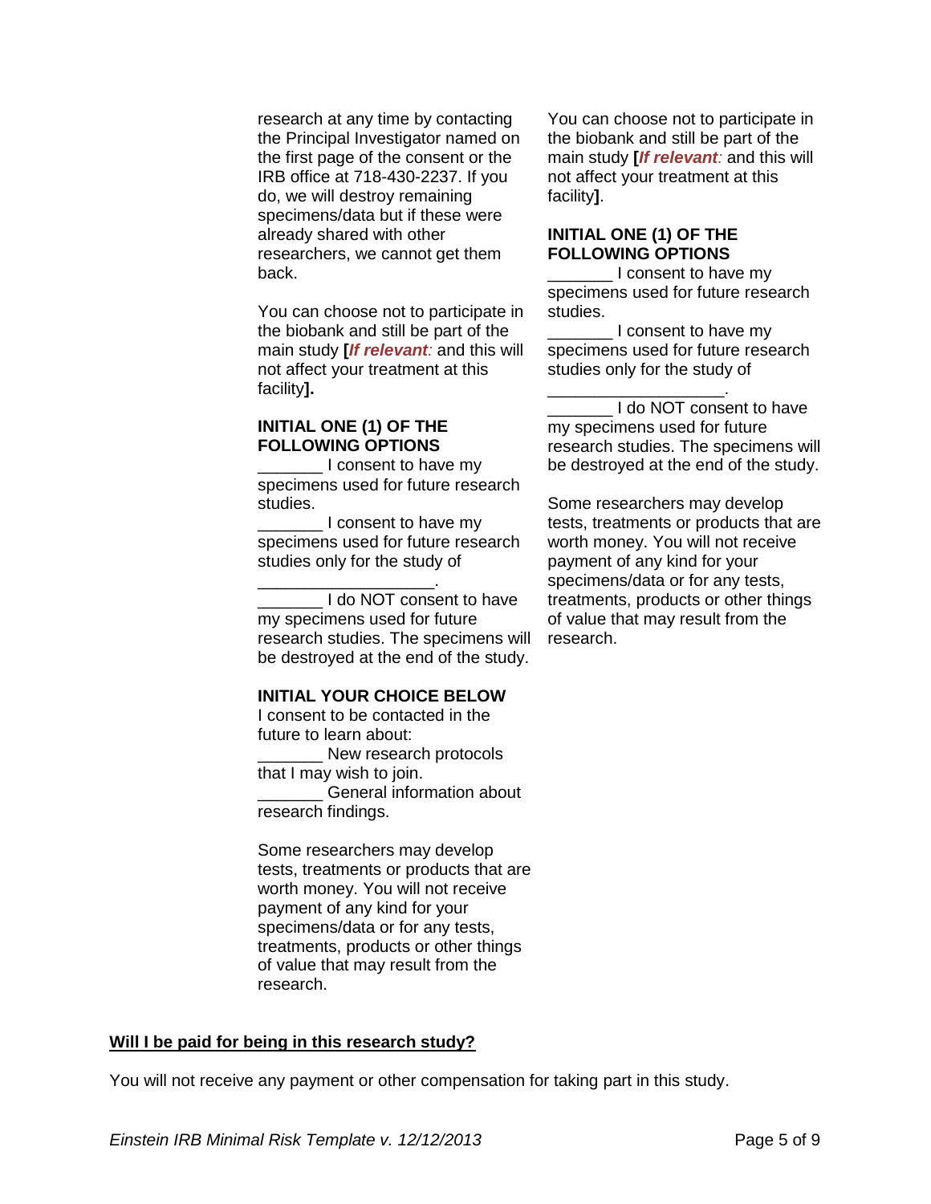research at any time by contacting the Principal Investigator named on the first page of the consent or the IRB office at 718-430-2237. If you do, we will destroy remaining specimens/data but if these were already shared with other researchers, we cannot get them back.

You can choose not to participate in the biobank and still be part of the main study **[*If relevant:*** and this will not affect your treatment at this facility**].**

**INITIAL ONE (1) OF THE FOLLOWING OPTIONS**

_______ I consent to have my specimens used for future research studies.

_______ I consent to have my specimens used for future research studies only for the study of ___________________.

_______ I do NOT consent to have my specimens used for future research studies. The specimens will be destroyed at the end of the study.

**INITIAL YOUR CHOICE BELOW**

I consent to be contacted in the future to learn about:

_______ New research protocols that I may wish to join.

_______ General information about research findings.

Some researchers may develop tests, treatments or products that are worth money. You will not receive payment of any kind for your specimens/data or for any tests, treatments, products or other things of value that may result from the research.

You can choose not to participate in the biobank and still be part of the main study **[*If relevant:*** and this will not affect your treatment at this facility**]**.

**INITIAL ONE (1) OF THE FOLLOWING OPTIONS**

_______ I consent to have my specimens used for future research studies.

_______ I consent to have my specimens used for future research studies only for the study of ___________________.

_______ I do NOT consent to have my specimens used for future research studies. The specimens will be destroyed at the end of the study.

Some researchers may develop tests, treatments or products that are worth money. You will not receive payment of any kind for your specimens/data or for any tests, treatments, products or other things of value that may result from the research.

## Will I be paid for being in this research study?

You will not receive any payment or other compensation for taking part in this study.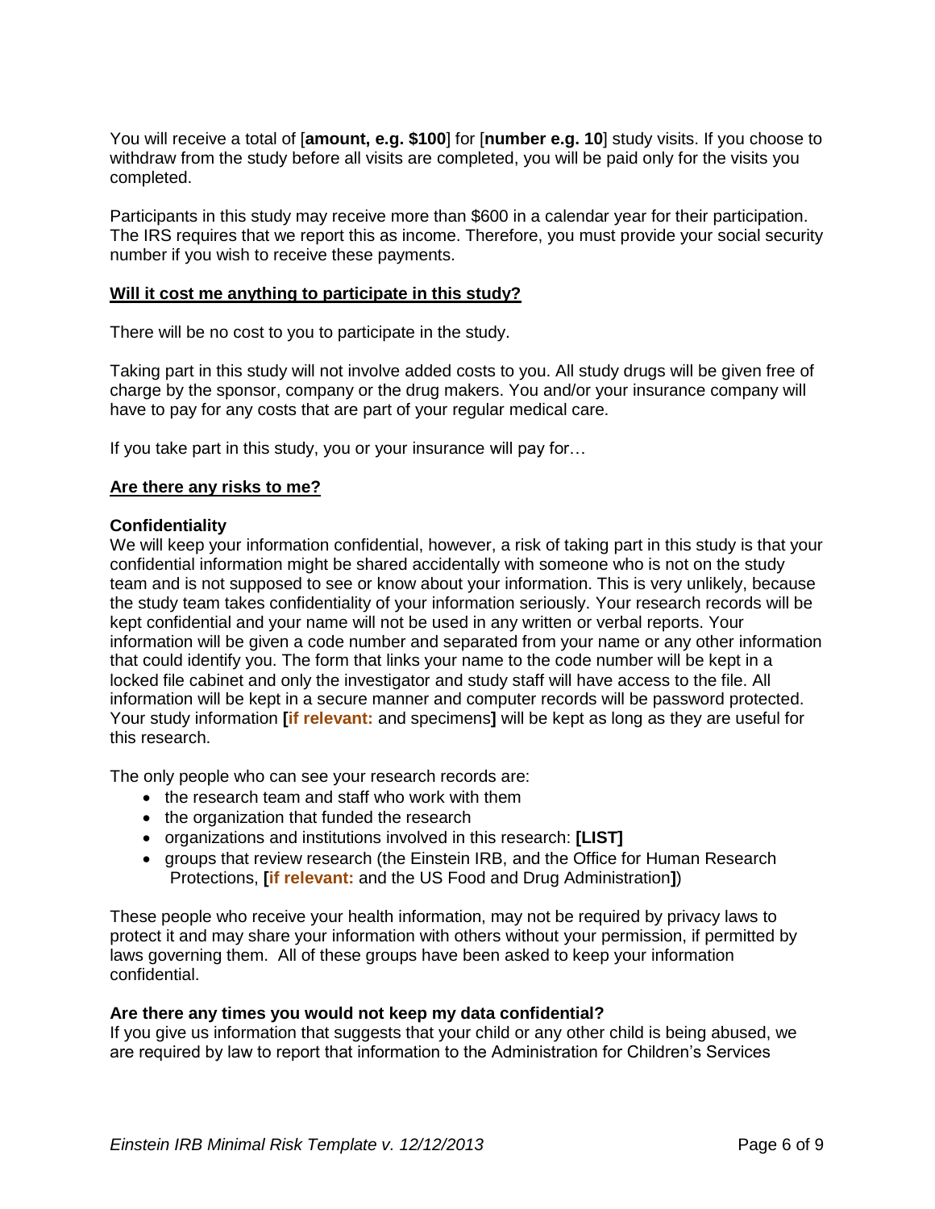You will receive a total of [**amount, e.g. $100**] for [**number e.g. 10**] study visits. If you choose to withdraw from the study before all visits are completed, you will be paid only for the visits you completed.

Participants in this study may receive more than $600 in a calendar year for their participation. The IRS requires that we report this as income. Therefore, you must provide your social security number if you wish to receive these payments.

**Will it cost me anything to participate in this study?**

There will be no cost to you to participate in the study.

Taking part in this study will not involve added costs to you. All study drugs will be given free of charge by the sponsor, company or the drug makers. You and/or your insurance company will have to pay for any costs that are part of your regular medical care.

If you take part in this study, you or your insurance will pay for…

**Are there any risks to me?**

**Confidentiality**

We will keep your information confidential, however, a risk of taking part in this study is that your confidential information might be shared accidentally with someone who is not on the study team and is not supposed to see or know about your information. This is very unlikely, because the study team takes confidentiality of your information seriously. Your research records will be kept confidential and your name will not be used in any written or verbal reports. Your information will be given a code number and separated from your name or any other information that could identify you. The form that links your name to the code number will be kept in a locked file cabinet and only the investigator and study staff will have access to the file. All information will be kept in a secure manner and computer records will be password protected. Your study information **[if relevant:** and specimens**]** will be kept as long as they are useful for this research.

The only people who can see your research records are:

- the research team and staff who work with them
- the organization that funded the research
- organizations and institutions involved in this research: **[LIST]**
- groups that review research (the Einstein IRB, and the Office for Human Research Protections, **[if relevant:** and the US Food and Drug Administration**]**)

These people who receive your health information, may not be required by privacy laws to protect it and may share your information with others without your permission, if permitted by laws governing them. All of these groups have been asked to keep your information confidential.

**Are there any times you would not keep my data confidential?**

If you give us information that suggests that your child or any other child is being abused, we are required by law to report that information to the Administration for Children's Services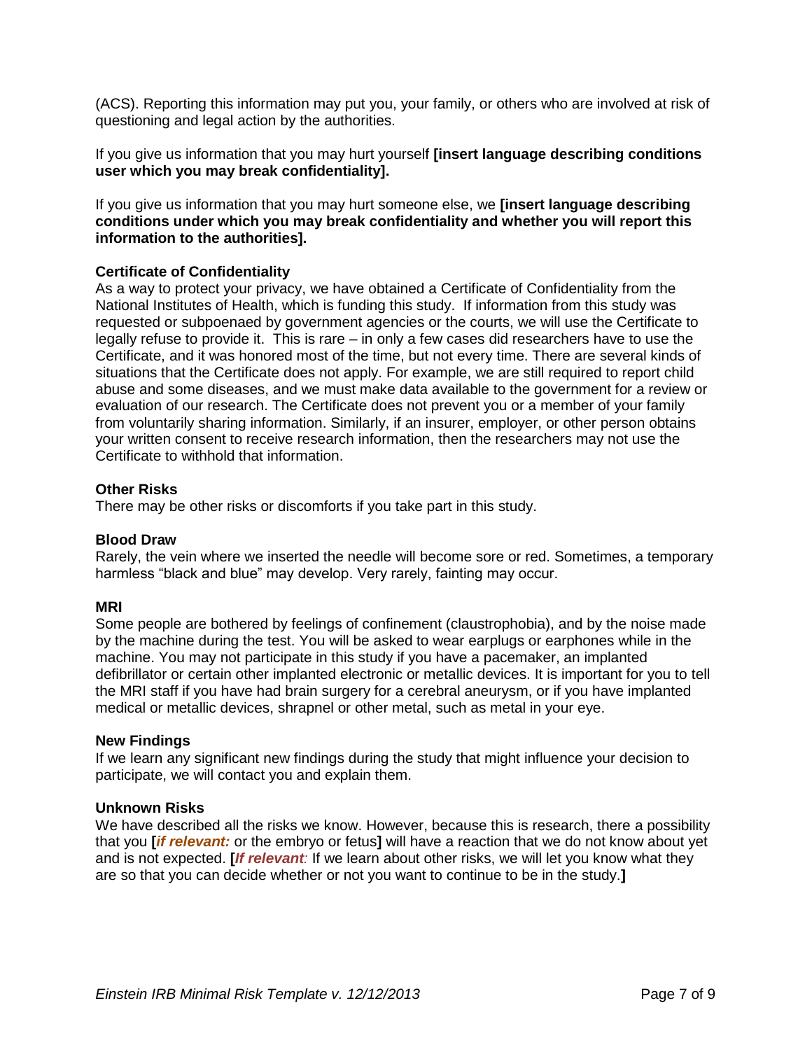(ACS). Reporting this information may put you, your family, or others who are involved at risk of questioning and legal action by the authorities.

If you give us information that you may hurt yourself **[insert language describing conditions user which you may break confidentiality].**

If you give us information that you may hurt someone else, we **[insert language describing conditions under which you may break confidentiality and whether you will report this information to the authorities].**

**Certificate of Confidentiality**
As a way to protect your privacy, we have obtained a Certificate of Confidentiality from the National Institutes of Health, which is funding this study. If information from this study was requested or subpoenaed by government agencies or the courts, we will use the Certificate to legally refuse to provide it. This is rare – in only a few cases did researchers have to use the Certificate, and it was honored most of the time, but not every time. There are several kinds of situations that the Certificate does not apply. For example, we are still required to report child abuse and some diseases, and we must make data available to the government for a review or evaluation of our research. The Certificate does not prevent you or a member of your family from voluntarily sharing information. Similarly, if an insurer, employer, or other person obtains your written consent to receive research information, then the researchers may not use the Certificate to withhold that information.

**Other Risks**
There may be other risks or discomforts if you take part in this study.

**Blood Draw**
Rarely, the vein where we inserted the needle will become sore or red. Sometimes, a temporary harmless "black and blue" may develop. Very rarely, fainting may occur.

**MRI**
Some people are bothered by feelings of confinement (claustrophobia), and by the noise made by the machine during the test. You will be asked to wear earplugs or earphones while in the machine. You may not participate in this study if you have a pacemaker, an implanted defibrillator or certain other implanted electronic or metallic devices. It is important for you to tell the MRI staff if you have had brain surgery for a cerebral aneurysm, or if you have implanted medical or metallic devices, shrapnel or other metal, such as metal in your eye.

**New Findings**
If we learn any significant new findings during the study that might influence your decision to participate, we will contact you and explain them.

**Unknown Risks**
We have described all the risks we know. However, because this is research, there a possibility that you **[*if relevant:*** or the embryo or fetus**]** will have a reaction that we do not know about yet and is not expected. **[*If relevant*:** If we learn about other risks, we will let you know what they are so that you can decide whether or not you want to continue to be in the study.**]**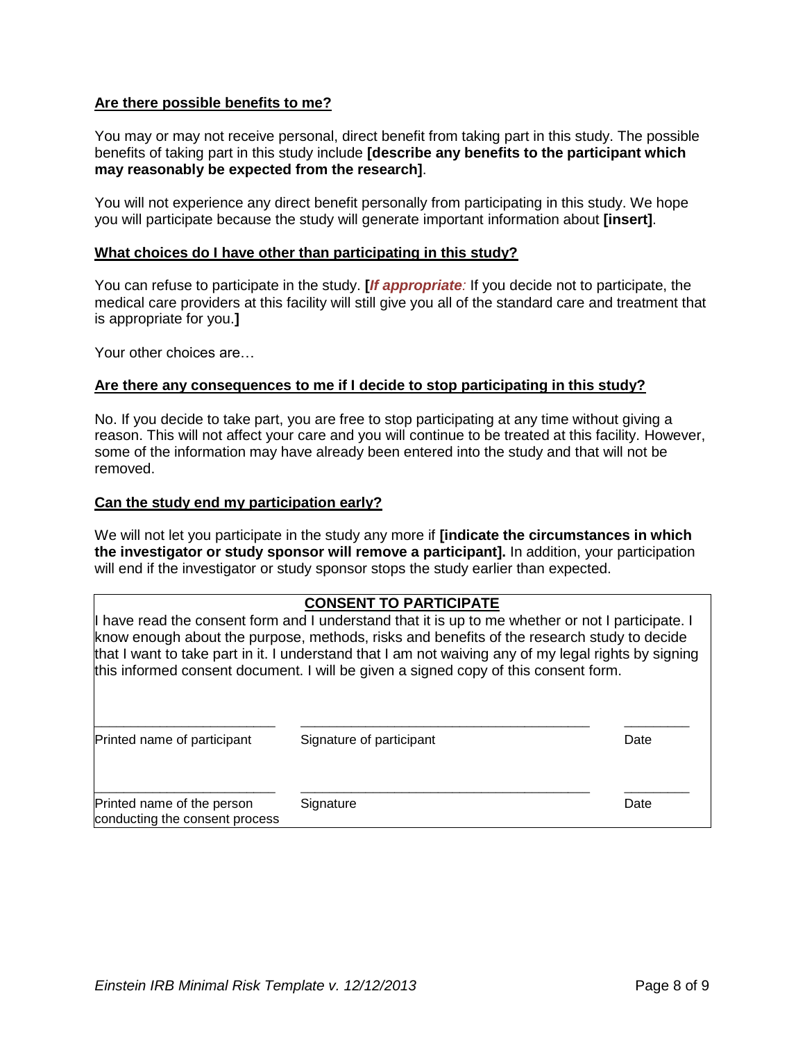**Are there possible benefits to me?**

You may or may not receive personal, direct benefit from taking part in this study. The possible benefits of taking part in this study include **[describe any benefits to the participant which may reasonably be expected from the research]**.

You will not experience any direct benefit personally from participating in this study. We hope you will participate because the study will generate important information about **[insert]**.

**What choices do I have other than participating in this study?**

You can refuse to participate in the study. **[*If appropriate:*** If you decide not to participate, the medical care providers at this facility will still give you all of the standard care and treatment that is appropriate for you.**]**

Your other choices are…

**Are there any consequences to me if I decide to stop participating in this study?**

No. If you decide to take part, you are free to stop participating at any time without giving a reason. This will not affect your care and you will continue to be treated at this facility. However, some of the information may have already been entered into the study and that will not be removed.

**Can the study end my participation early?**

We will not let you participate in the study any more if **[indicate the circumstances in which the investigator or study sponsor will remove a participant].** In addition, your participation will end if the investigator or study sponsor stops the study earlier than expected.

**CONSENT TO PARTICIPATE**

I have read the consent form and I understand that it is up to me whether or not I participate. I know enough about the purpose, methods, risks and benefits of the research study to decide that I want to take part in it. I understand that I am not waiving any of my legal rights by signing this informed consent document. I will be given a signed copy of this consent form.

| \_\_\_\_\_\_\_\_\_\_\_\_\_\_\_\_\_\_\_\_\_\_\_\_ | \_\_\_\_\_\_\_\_\_\_\_\_\_\_\_\_\_\_\_\_\_\_\_\_\_\_\_\_\_\_\_\_\_\_\_\_\_\_\_\_ | \_\_\_\_\_\_\_\_\_ |
|---|---|---|
| Printed name of participant | Signature of participant | Date |
| \_\_\_\_\_\_\_\_\_\_\_\_\_\_\_\_\_\_\_\_\_\_\_\_ | \_\_\_\_\_\_\_\_\_\_\_\_\_\_\_\_\_\_\_\_\_\_\_\_\_\_\_\_\_\_\_\_\_\_\_\_\_\_\_\_ | \_\_\_\_\_\_\_\_\_ |
| Printed name of the person conducting the consent process | Signature | Date |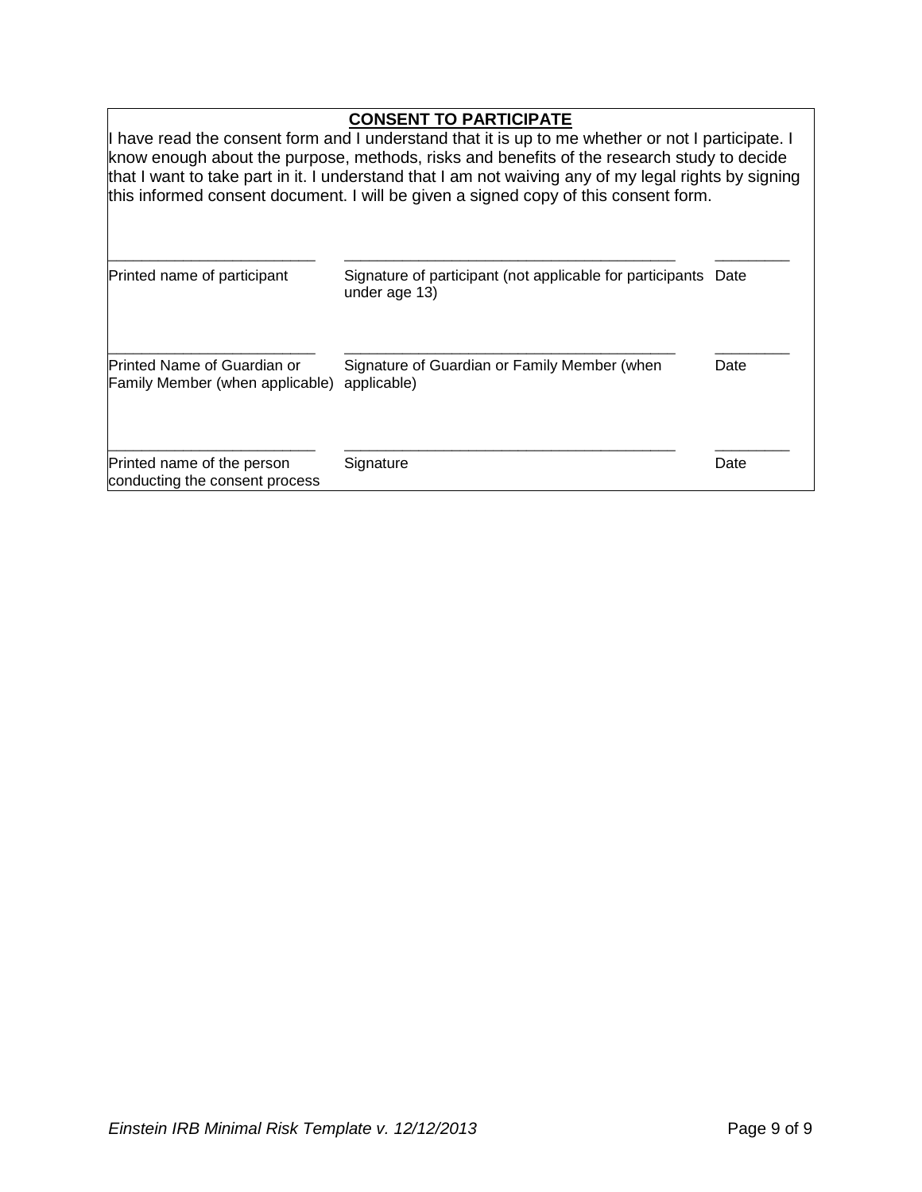## CONSENT TO PARTICIPATE

I have read the consent form and I understand that it is up to me whether or not I participate. I know enough about the purpose, methods, risks and benefits of the research study to decide that I want to take part in it. I understand that I am not waiving any of my legal rights by signing this informed consent document. I will be given a signed copy of this consent form.

| | | |
|---|---|---|
| ______________________ | ______________________________________ | ________ |
| Printed name of participant | Signature of participant (not applicable for participants under age 13) | Date |
| ______________________ | ______________________________________ | ________ |
| Printed Name of Guardian or Family Member (when applicable) | Signature of Guardian or Family Member (when applicable) | Date |
| ______________________ | ______________________________________ | ________ |
| Printed name of the person conducting the consent process | Signature | Date |

*Einstein IRB Minimal Risk Template v. 12/12/2013*